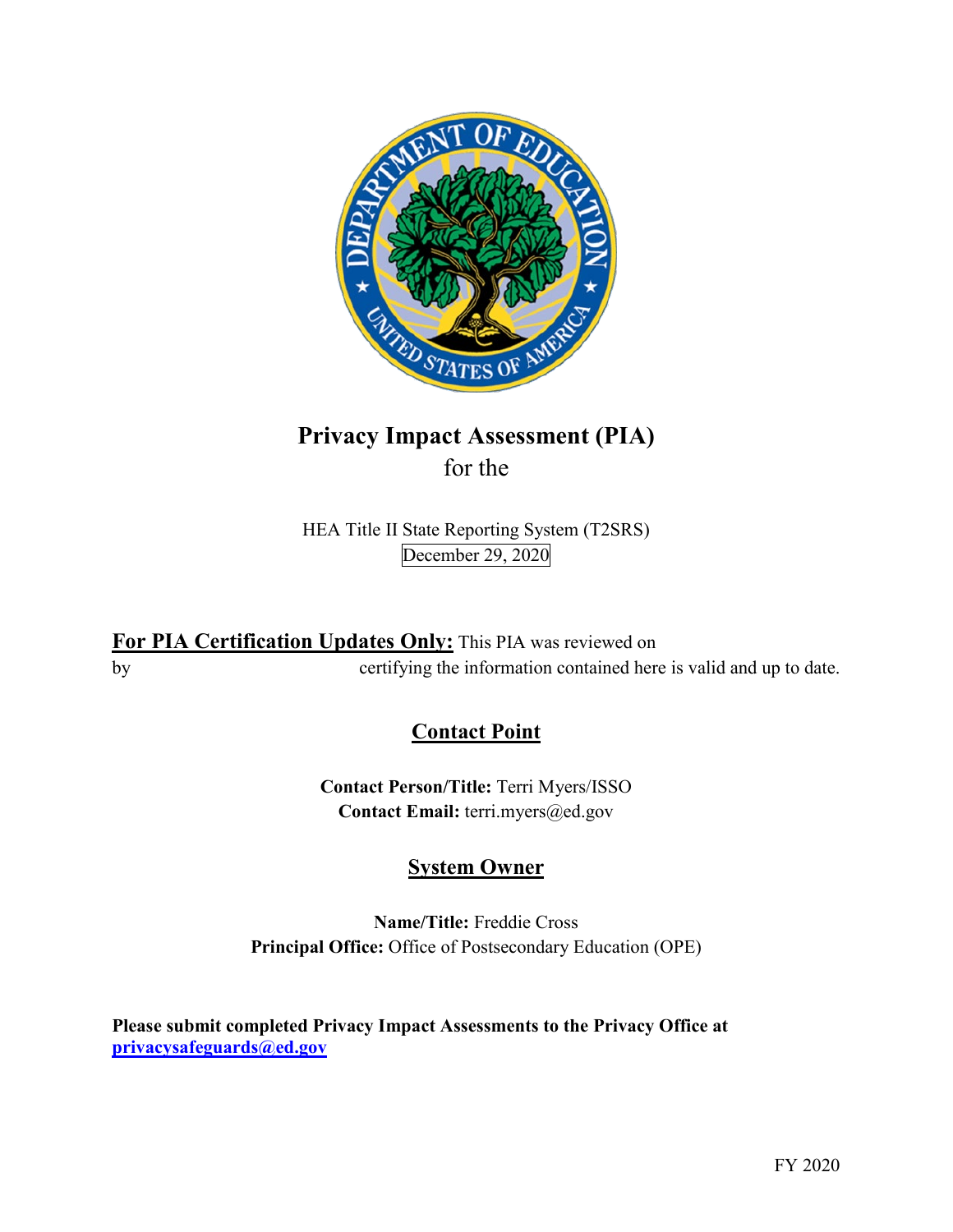# Privacy Impact Assessment (PIA)

for the

HEA Title II State Reporting System (T2SRS)

December 29, 2020

**For PIA Certification Updates Only:** This PIA was reviewed on by certifying the information contained here is valid and up to date.

## Contact Point

**Contact Person/Title:** Terri Myers/ISSO
**Contact Email:** terri.myers@ed.gov

## System Owner

**Name/Title:** Freddie Cross
**Principal Office:** Office of Postsecondary Education (OPE)

**Please submit completed Privacy Impact Assessments to the Privacy Office at privacysafeguards@ed.gov**

FY 2020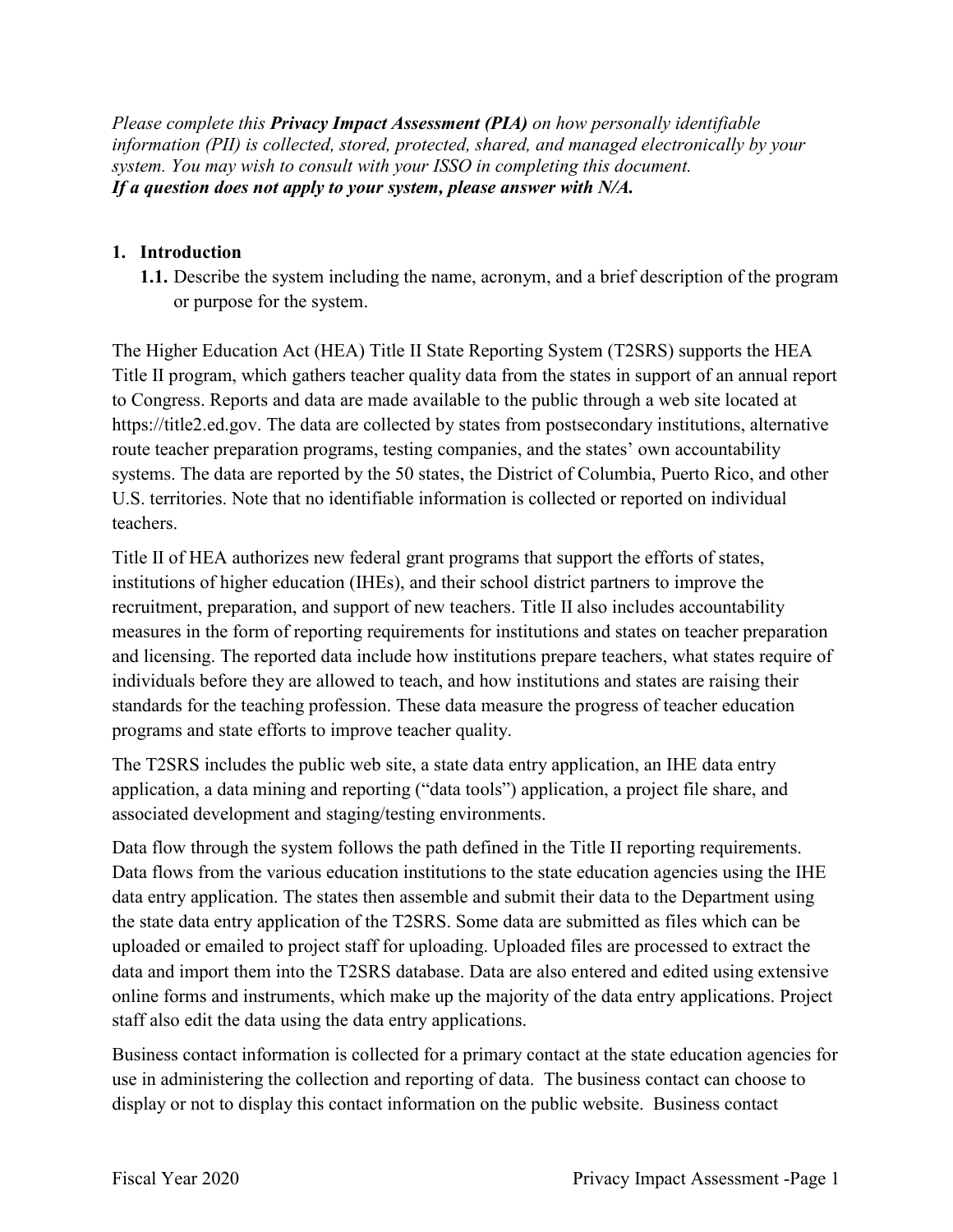*Please complete this **Privacy Impact Assessment (PIA)** on how personally identifiable information (PII) is collected, stored, protected, shared, and managed electronically by your system. You may wish to consult with your ISSO in completing this document.*
***If a question does not apply to your system, please answer with N/A.***

**1. Introduction**

**1.1.** Describe the system including the name, acronym, and a brief description of the program or purpose for the system.

The Higher Education Act (HEA) Title II State Reporting System (T2SRS) supports the HEA Title II program, which gathers teacher quality data from the states in support of an annual report to Congress. Reports and data are made available to the public through a web site located at https://title2.ed.gov. The data are collected by states from postsecondary institutions, alternative route teacher preparation programs, testing companies, and the states' own accountability systems. The data are reported by the 50 states, the District of Columbia, Puerto Rico, and other U.S. territories. Note that no identifiable information is collected or reported on individual teachers.

Title II of HEA authorizes new federal grant programs that support the efforts of states, institutions of higher education (IHEs), and their school district partners to improve the recruitment, preparation, and support of new teachers. Title II also includes accountability measures in the form of reporting requirements for institutions and states on teacher preparation and licensing. The reported data include how institutions prepare teachers, what states require of individuals before they are allowed to teach, and how institutions and states are raising their standards for the teaching profession. These data measure the progress of teacher education programs and state efforts to improve teacher quality.

The T2SRS includes the public web site, a state data entry application, an IHE data entry application, a data mining and reporting ("data tools") application, a project file share, and associated development and staging/testing environments.

Data flow through the system follows the path defined in the Title II reporting requirements. Data flows from the various education institutions to the state education agencies using the IHE data entry application. The states then assemble and submit their data to the Department using the state data entry application of the T2SRS. Some data are submitted as files which can be uploaded or emailed to project staff for uploading. Uploaded files are processed to extract the data and import them into the T2SRS database. Data are also entered and edited using extensive online forms and instruments, which make up the majority of the data entry applications. Project staff also edit the data using the data entry applications.

Business contact information is collected for a primary contact at the state education agencies for use in administering the collection and reporting of data. The business contact can choose to display or not to display this contact information on the public website. Business contact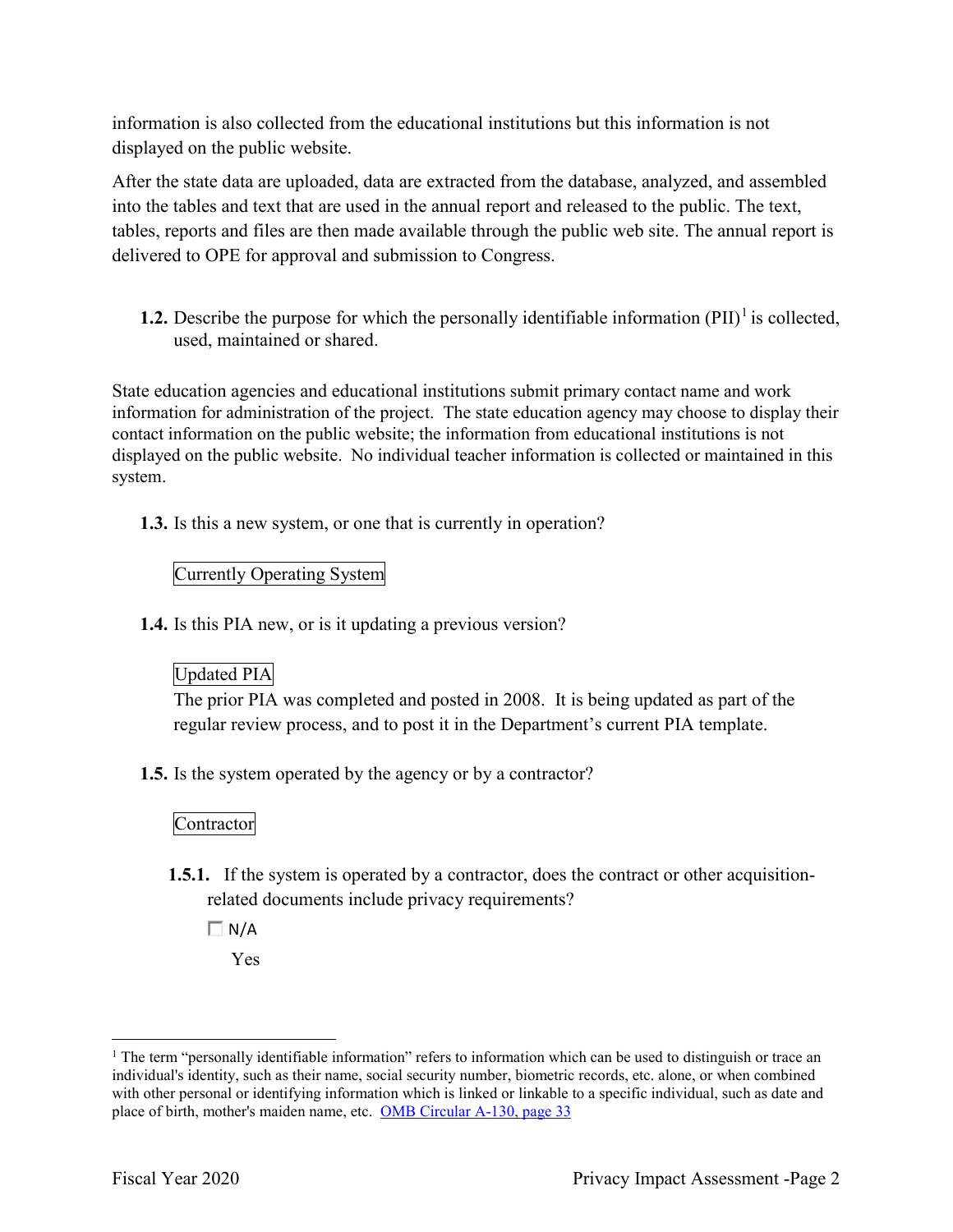information is also collected from the educational institutions but this information is not displayed on the public website.

After the state data are uploaded, data are extracted from the database, analyzed, and assembled into the tables and text that are used in the annual report and released to the public. The text, tables, reports and files are then made available through the public web site. The annual report is delivered to OPE for approval and submission to Congress.

**1.2.** Describe the purpose for which the personally identifiable information (PII)[1] is collected, used, maintained or shared.

State education agencies and educational institutions submit primary contact name and work information for administration of the project. The state education agency may choose to display their contact information on the public website; the information from educational institutions is not displayed on the public website. No individual teacher information is collected or maintained in this system.

**1.3.** Is this a new system, or one that is currently in operation?

Currently Operating System

**1.4.** Is this PIA new, or is it updating a previous version?

Updated PIA

The prior PIA was completed and posted in 2008. It is being updated as part of the regular review process, and to post it in the Department's current PIA template.

**1.5.** Is the system operated by the agency or by a contractor?

Contractor

**1.5.1.** If the system is operated by a contractor, does the contract or other acquisition-related documents include privacy requirements?

☐ N/A

Yes

---

[1] The term "personally identifiable information" refers to information which can be used to distinguish or trace an individual's identity, such as their name, social security number, biometric records, etc. alone, or when combined with other personal or identifying information which is linked or linkable to a specific individual, such as date and place of birth, mother's maiden name, etc. [OMB Circular A-130, page 33]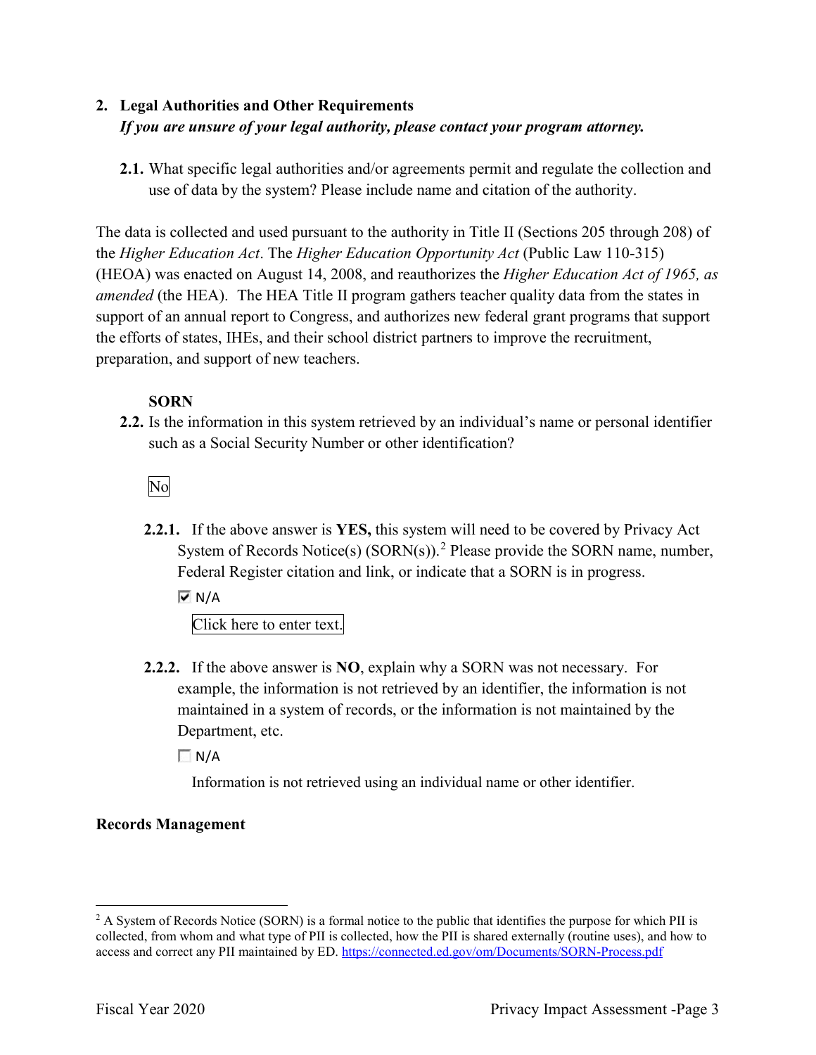## 2. Legal Authorities and Other Requirements

*If you are unsure of your legal authority, please contact your program attorney.*

**2.1.** What specific legal authorities and/or agreements permit and regulate the collection and use of data by the system? Please include name and citation of the authority.

The data is collected and used pursuant to the authority in Title II (Sections 205 through 208) of the *Higher Education Act*. The *Higher Education Opportunity Act* (Public Law 110-315) (HEOA) was enacted on August 14, 2008, and reauthorizes the *Higher Education Act of 1965, as amended* (the HEA). The HEA Title II program gathers teacher quality data from the states in support of an annual report to Congress, and authorizes new federal grant programs that support the efforts of states, IHEs, and their school district partners to improve the recruitment, preparation, and support of new teachers.

**SORN**

**2.2.** Is the information in this system retrieved by an individual's name or personal identifier such as a Social Security Number or other identification?

No

**2.2.1.** If the above answer is **YES,** this system will need to be covered by Privacy Act System of Records Notice(s) (SORN(s)).[2] Please provide the SORN name, number, Federal Register citation and link, or indicate that a SORN is in progress.

☑ N/A

Click here to enter text.

**2.2.2.** If the above answer is **NO**, explain why a SORN was not necessary. For example, the information is not retrieved by an identifier, the information is not maintained in a system of records, or the information is not maintained by the Department, etc.

☐ N/A

Information is not retrieved using an individual name or other identifier.

**Records Management**

---

[2] A System of Records Notice (SORN) is a formal notice to the public that identifies the purpose for which PII is collected, from whom and what type of PII is collected, how the PII is shared externally (routine uses), and how to access and correct any PII maintained by ED. https://connected.ed.gov/om/Documents/SORN-Process.pdf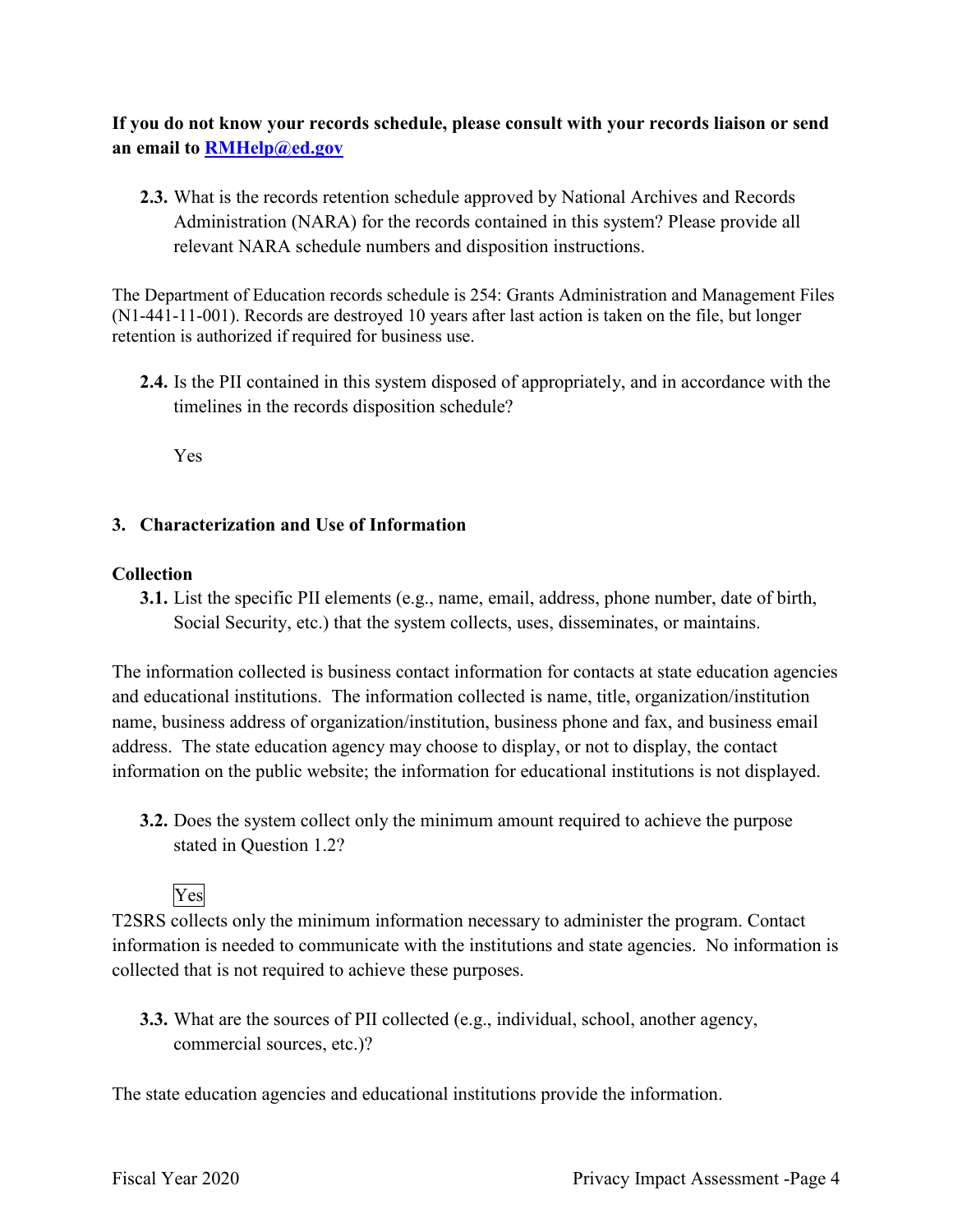**If you do not know your records schedule, please consult with your records liaison or send an email to [RMHelp@ed.gov](mailto:RMHelp@ed.gov)**

**2.3.** What is the records retention schedule approved by National Archives and Records Administration (NARA) for the records contained in this system? Please provide all relevant NARA schedule numbers and disposition instructions.

The Department of Education records schedule is 254: Grants Administration and Management Files (N1-441-11-001). Records are destroyed 10 years after last action is taken on the file, but longer retention is authorized if required for business use.

**2.4.** Is the PII contained in this system disposed of appropriately, and in accordance with the timelines in the records disposition schedule?

Yes

## 3. Characterization and Use of Information

### Collection

**3.1.** List the specific PII elements (e.g., name, email, address, phone number, date of birth, Social Security, etc.) that the system collects, uses, disseminates, or maintains.

The information collected is business contact information for contacts at state education agencies and educational institutions. The information collected is name, title, organization/institution name, business address of organization/institution, business phone and fax, and business email address. The state education agency may choose to display, or not to display, the contact information on the public website; the information for educational institutions is not displayed.

**3.2.** Does the system collect only the minimum amount required to achieve the purpose stated in Question 1.2?

Yes

T2SRS collects only the minimum information necessary to administer the program. Contact information is needed to communicate with the institutions and state agencies. No information is collected that is not required to achieve these purposes.

**3.3.** What are the sources of PII collected (e.g., individual, school, another agency, commercial sources, etc.)?

The state education agencies and educational institutions provide the information.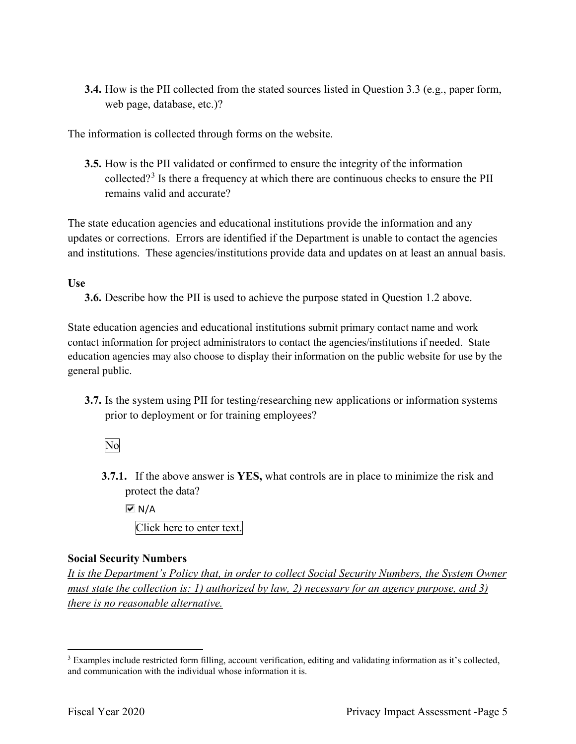**3.4.** How is the PII collected from the stated sources listed in Question 3.3 (e.g., paper form, web page, database, etc.)?

The information is collected through forms on the website.

**3.5.** How is the PII validated or confirmed to ensure the integrity of the information collected?[3] Is there a frequency at which there are continuous checks to ensure the PII remains valid and accurate?

The state education agencies and educational institutions provide the information and any updates or corrections. Errors are identified if the Department is unable to contact the agencies and institutions. These agencies/institutions provide data and updates on at least an annual basis.

**Use**

**3.6.** Describe how the PII is used to achieve the purpose stated in Question 1.2 above.

State education agencies and educational institutions submit primary contact name and work contact information for project administrators to contact the agencies/institutions if needed. State education agencies may also choose to display their information on the public website for use by the general public.

**3.7.** Is the system using PII for testing/researching new applications or information systems prior to deployment or for training employees?

No

**3.7.1.** If the above answer is **YES,** what controls are in place to minimize the risk and protect the data?

☑ N/A

Click here to enter text.

**Social Security Numbers**

*It is the Department's Policy that, in order to collect Social Security Numbers, the System Owner must state the collection is: 1) authorized by law, 2) necessary for an agency purpose, and 3) there is no reasonable alternative.*

[3] Examples include restricted form filling, account verification, editing and validating information as it's collected, and communication with the individual whose information it is.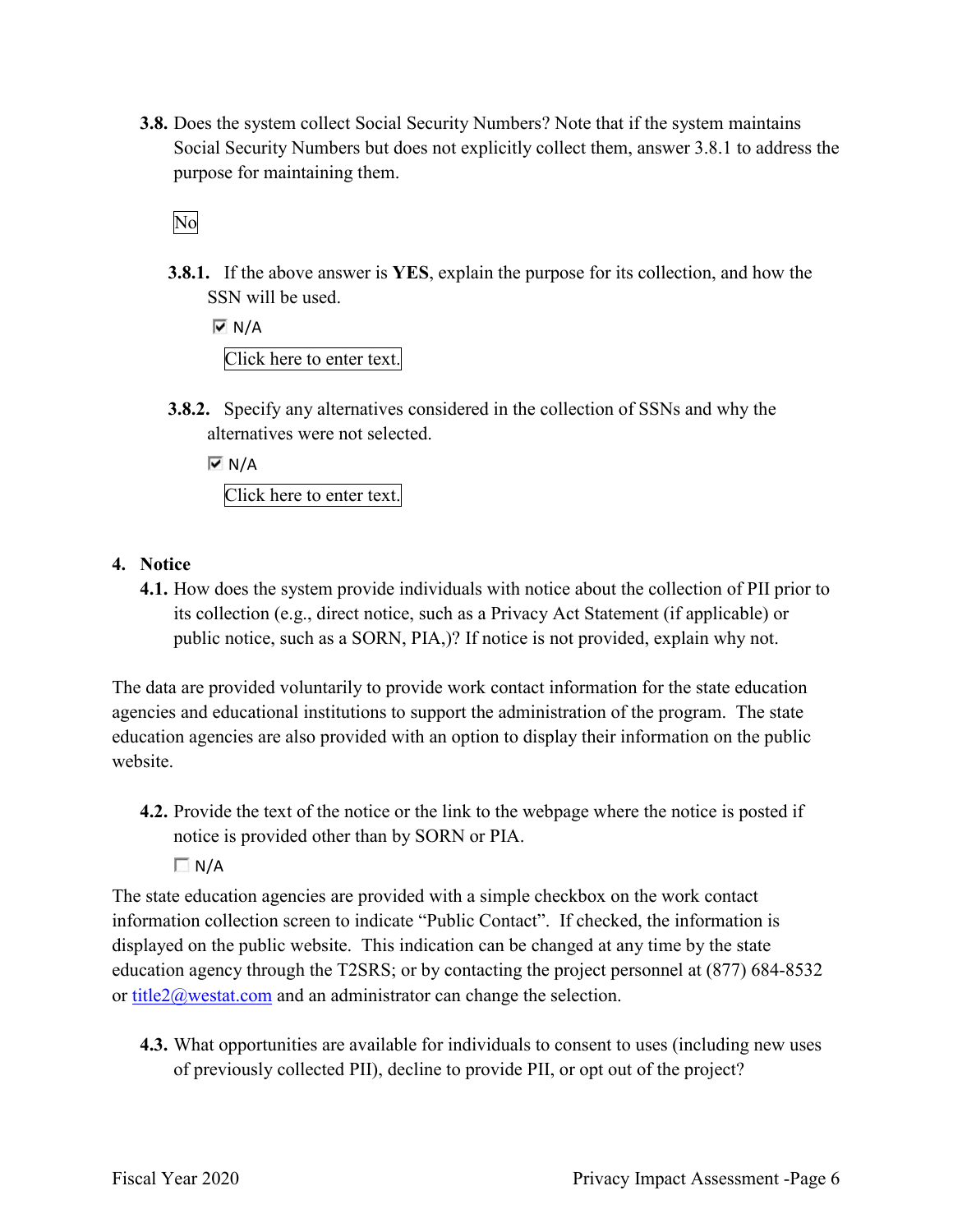**3.8.** Does the system collect Social Security Numbers? Note that if the system maintains Social Security Numbers but does not explicitly collect them, answer 3.8.1 to address the purpose for maintaining them.

No

**3.8.1.** If the above answer is **YES**, explain the purpose for its collection, and how the SSN will be used.

☑ N/A

Click here to enter text.

**3.8.2.** Specify any alternatives considered in the collection of SSNs and why the alternatives were not selected.

☑ N/A

Click here to enter text.

## 4. Notice

**4.1.** How does the system provide individuals with notice about the collection of PII prior to its collection (e.g., direct notice, such as a Privacy Act Statement (if applicable) or public notice, such as a SORN, PIA,)? If notice is not provided, explain why not.

The data are provided voluntarily to provide work contact information for the state education agencies and educational institutions to support the administration of the program. The state education agencies are also provided with an option to display their information on the public website.

**4.2.** Provide the text of the notice or the link to the webpage where the notice is posted if notice is provided other than by SORN or PIA.

☐ N/A

The state education agencies are provided with a simple checkbox on the work contact information collection screen to indicate "Public Contact". If checked, the information is displayed on the public website. This indication can be changed at any time by the state education agency through the T2SRS; or by contacting the project personnel at (877) 684-8532 or title2@westat.com and an administrator can change the selection.

**4.3.** What opportunities are available for individuals to consent to uses (including new uses of previously collected PII), decline to provide PII, or opt out of the project?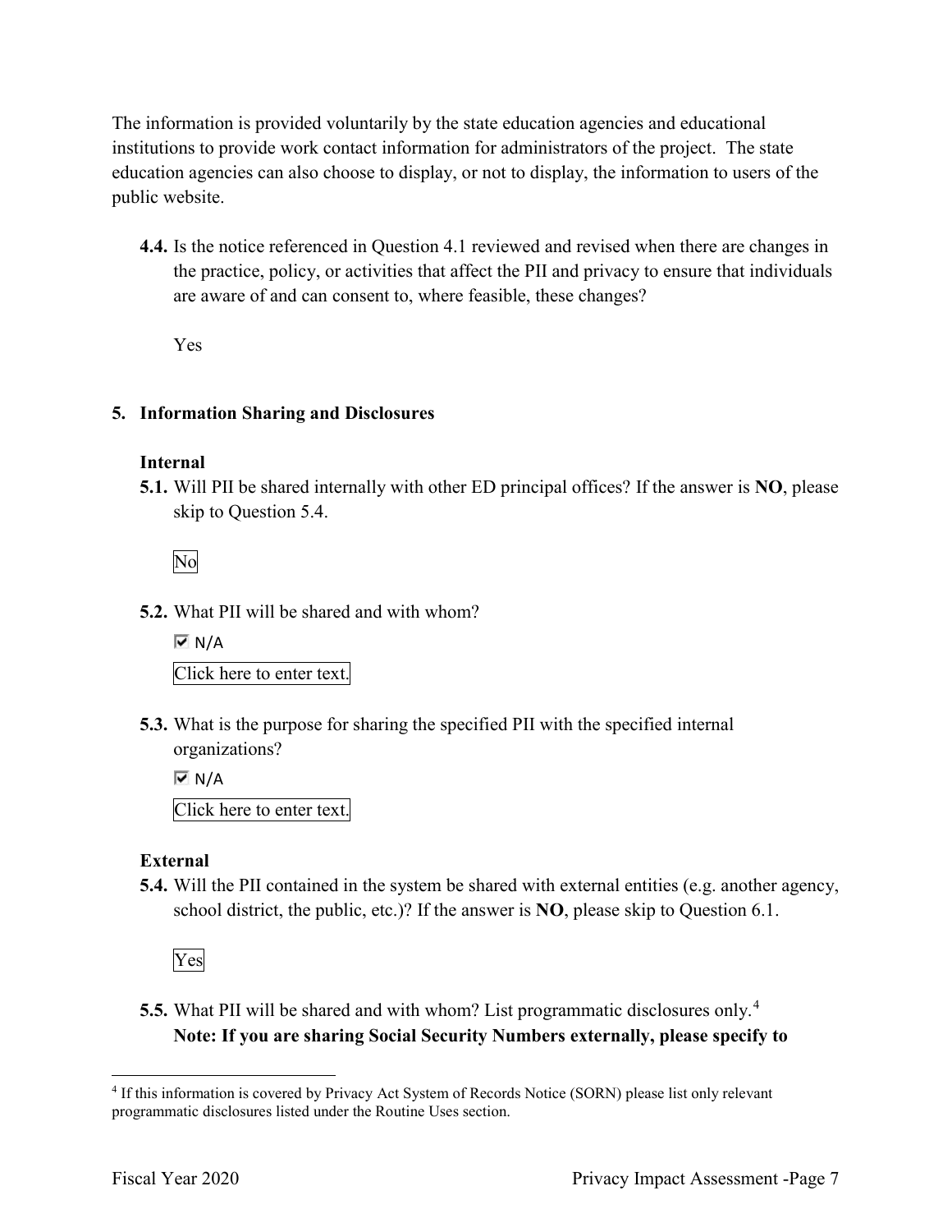The information is provided voluntarily by the state education agencies and educational institutions to provide work contact information for administrators of the project. The state education agencies can also choose to display, or not to display, the information to users of the public website.

**4.4.** Is the notice referenced in Question 4.1 reviewed and revised when there are changes in the practice, policy, or activities that affect the PII and privacy to ensure that individuals are aware of and can consent to, where feasible, these changes?

Yes

## 5. Information Sharing and Disclosures

### Internal

**5.1.** Will PII be shared internally with other ED principal offices? If the answer is **NO**, please skip to Question 5.4.

No

**5.2.** What PII will be shared and with whom?

☑ N/A

Click here to enter text.

**5.3.** What is the purpose for sharing the specified PII with the specified internal organizations?

☑ N/A

Click here to enter text.

### External

**5.4.** Will the PII contained in the system be shared with external entities (e.g. another agency, school district, the public, etc.)? If the answer is **NO**, please skip to Question 6.1.

Yes

**5.5.** What PII will be shared and with whom? List programmatic disclosures only.[4]
**Note: If you are sharing Social Security Numbers externally, please specify to**

[4] If this information is covered by Privacy Act System of Records Notice (SORN) please list only relevant programmatic disclosures listed under the Routine Uses section.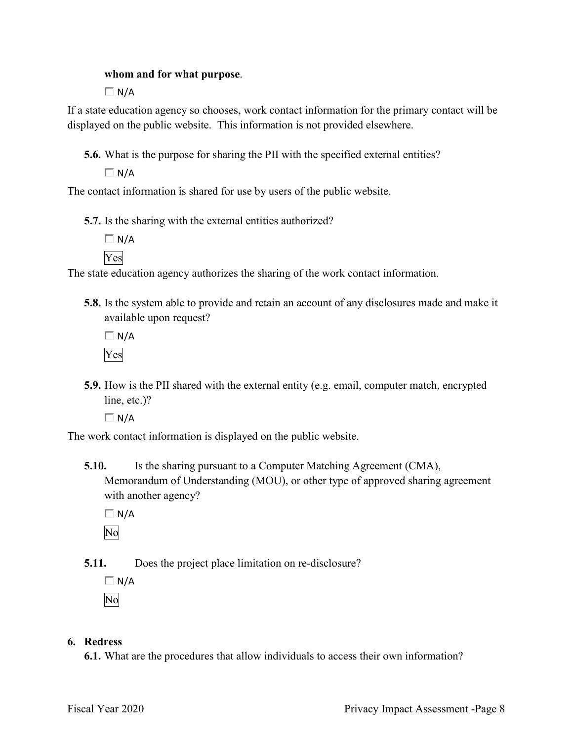**whom and for what purpose**.

☐ N/A

If a state education agency so chooses, work contact information for the primary contact will be displayed on the public website. This information is not provided elsewhere.

**5.6.** What is the purpose for sharing the PII with the specified external entities?

☐ N/A

The contact information is shared for use by users of the public website.

**5.7.** Is the sharing with the external entities authorized?

☐ N/A

Yes

The state education agency authorizes the sharing of the work contact information.

**5.8.** Is the system able to provide and retain an account of any disclosures made and make it available upon request?

☐ N/A

Yes

**5.9.** How is the PII shared with the external entity (e.g. email, computer match, encrypted line, etc.)?

☐ N/A

The work contact information is displayed on the public website.

**5.10.** Is the sharing pursuant to a Computer Matching Agreement (CMA), Memorandum of Understanding (MOU), or other type of approved sharing agreement with another agency?

☐ N/A

No

**5.11.** Does the project place limitation on re-disclosure?

☐ N/A

No

## 6. Redress

**6.1.** What are the procedures that allow individuals to access their own information?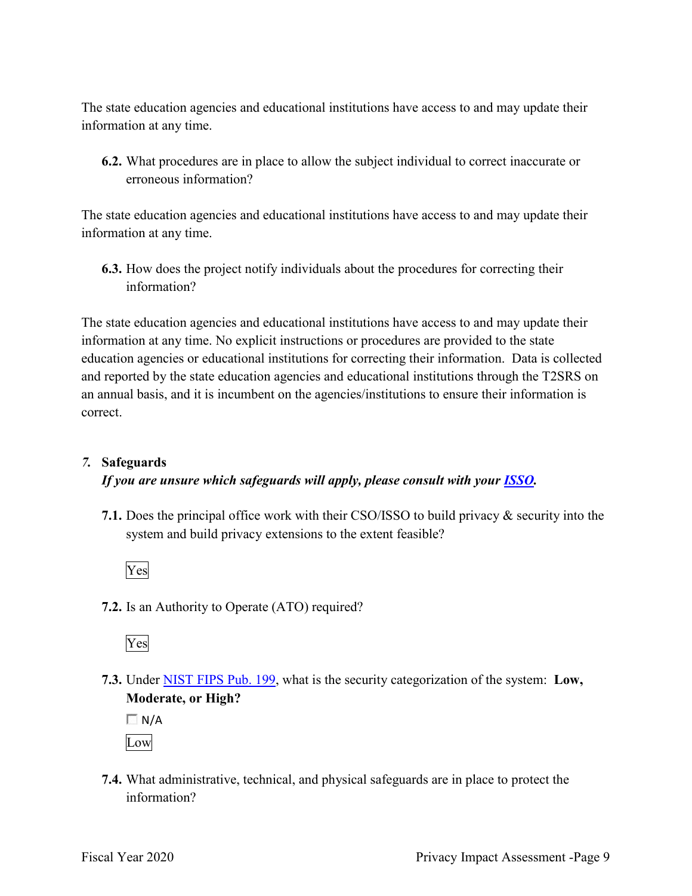The state education agencies and educational institutions have access to and may update their information at any time.

**6.2.** What procedures are in place to allow the subject individual to correct inaccurate or erroneous information?

The state education agencies and educational institutions have access to and may update their information at any time.

**6.3.** How does the project notify individuals about the procedures for correcting their information?

The state education agencies and educational institutions have access to and may update their information at any time. No explicit instructions or procedures are provided to the state education agencies or educational institutions for correcting their information. Data is collected and reported by the state education agencies and educational institutions through the T2SRS on an annual basis, and it is incumbent on the agencies/institutions to ensure their information is correct.

## *7.* Safeguards

***If you are unsure which safeguards will apply, please consult with your [ISSO](#).***

**7.1.** Does the principal office work with their CSO/ISSO to build privacy & security into the system and build privacy extensions to the extent feasible?

Yes

**7.2.** Is an Authority to Operate (ATO) required?

Yes

**7.3.** Under [NIST FIPS Pub. 199](#), what is the security categorization of the system: **Low, Moderate, or High?**

☐ N/A

Low

**7.4.** What administrative, technical, and physical safeguards are in place to protect the information?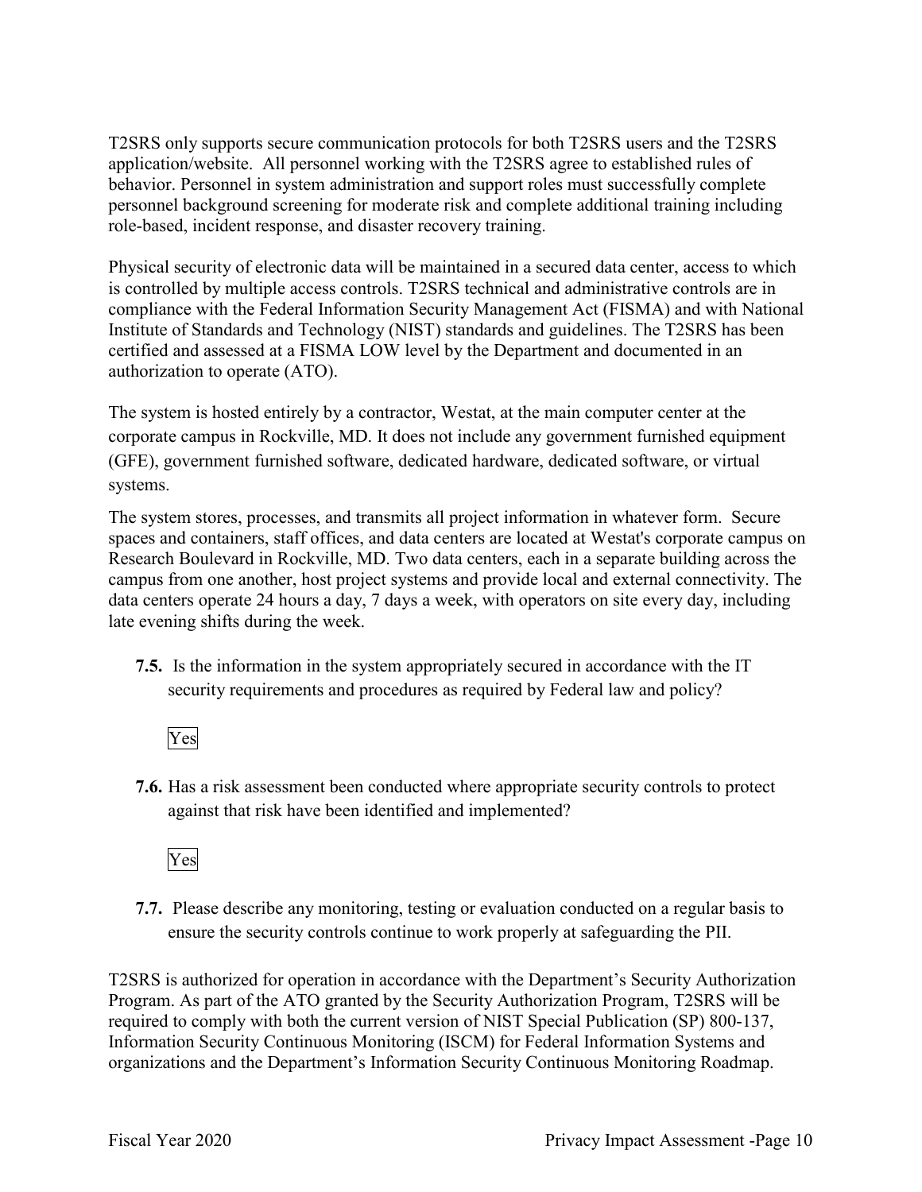T2SRS only supports secure communication protocols for both T2SRS users and the T2SRS application/website. All personnel working with the T2SRS agree to established rules of behavior. Personnel in system administration and support roles must successfully complete personnel background screening for moderate risk and complete additional training including role-based, incident response, and disaster recovery training.

Physical security of electronic data will be maintained in a secured data center, access to which is controlled by multiple access controls. T2SRS technical and administrative controls are in compliance with the Federal Information Security Management Act (FISMA) and with National Institute of Standards and Technology (NIST) standards and guidelines. The T2SRS has been certified and assessed at a FISMA LOW level by the Department and documented in an authorization to operate (ATO).

The system is hosted entirely by a contractor, Westat, at the main computer center at the corporate campus in Rockville, MD. It does not include any government furnished equipment (GFE), government furnished software, dedicated hardware, dedicated software, or virtual systems.

The system stores, processes, and transmits all project information in whatever form. Secure spaces and containers, staff offices, and data centers are located at Westat's corporate campus on Research Boulevard in Rockville, MD. Two data centers, each in a separate building across the campus from one another, host project systems and provide local and external connectivity. The data centers operate 24 hours a day, 7 days a week, with operators on site every day, including late evening shifts during the week.

**7.5.** Is the information in the system appropriately secured in accordance with the IT security requirements and procedures as required by Federal law and policy?

Yes

**7.6.** Has a risk assessment been conducted where appropriate security controls to protect against that risk have been identified and implemented?

Yes

**7.7.** Please describe any monitoring, testing or evaluation conducted on a regular basis to ensure the security controls continue to work properly at safeguarding the PII.

T2SRS is authorized for operation in accordance with the Department's Security Authorization Program. As part of the ATO granted by the Security Authorization Program, T2SRS will be required to comply with both the current version of NIST Special Publication (SP) 800-137, Information Security Continuous Monitoring (ISCM) for Federal Information Systems and organizations and the Department's Information Security Continuous Monitoring Roadmap.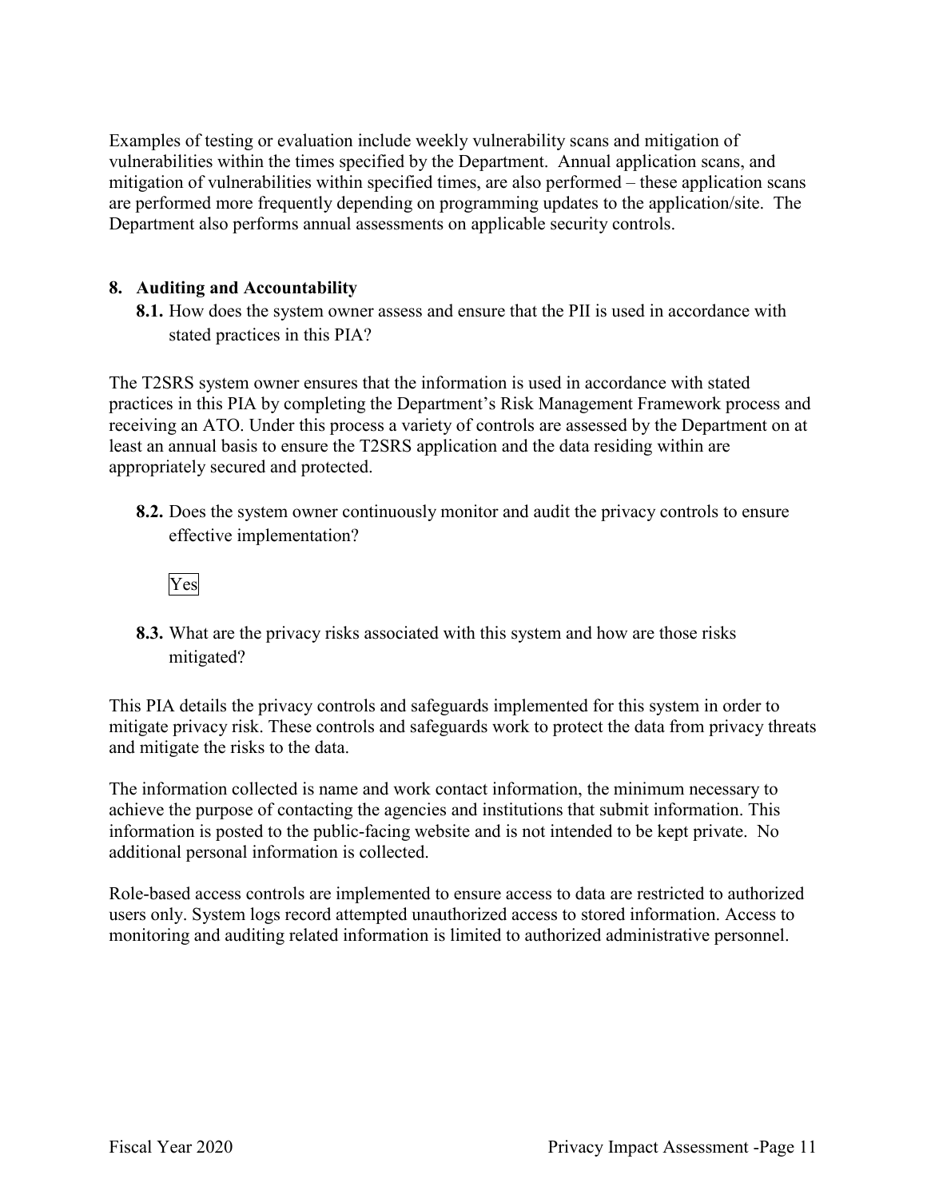Examples of testing or evaluation include weekly vulnerability scans and mitigation of vulnerabilities within the times specified by the Department. Annual application scans, and mitigation of vulnerabilities within specified times, are also performed – these application scans are performed more frequently depending on programming updates to the application/site. The Department also performs annual assessments on applicable security controls.

## 8. Auditing and Accountability

**8.1.** How does the system owner assess and ensure that the PII is used in accordance with stated practices in this PIA?

The T2SRS system owner ensures that the information is used in accordance with stated practices in this PIA by completing the Department's Risk Management Framework process and receiving an ATO. Under this process a variety of controls are assessed by the Department on at least an annual basis to ensure the T2SRS application and the data residing within are appropriately secured and protected.

**8.2.** Does the system owner continuously monitor and audit the privacy controls to ensure effective implementation?

Yes

**8.3.** What are the privacy risks associated with this system and how are those risks mitigated?

This PIA details the privacy controls and safeguards implemented for this system in order to mitigate privacy risk. These controls and safeguards work to protect the data from privacy threats and mitigate the risks to the data.

The information collected is name and work contact information, the minimum necessary to achieve the purpose of contacting the agencies and institutions that submit information. This information is posted to the public-facing website and is not intended to be kept private. No additional personal information is collected.

Role-based access controls are implemented to ensure access to data are restricted to authorized users only. System logs record attempted unauthorized access to stored information. Access to monitoring and auditing related information is limited to authorized administrative personnel.